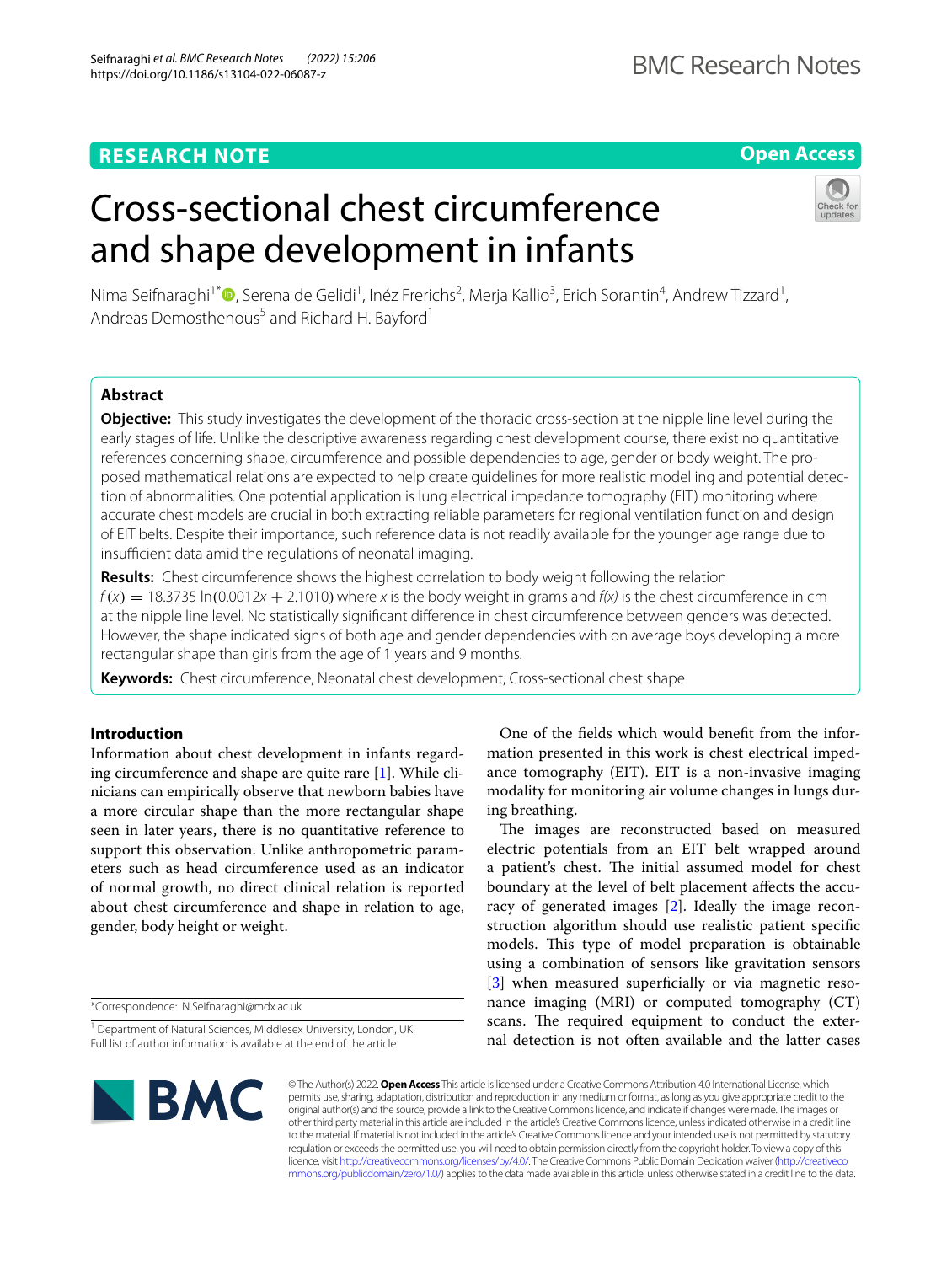**RESEARCH NOTE** **Open Access**

# Cross-sectional chest circumference and shape development in infants

Nima Seifnaraghi[1*], Serena de Gelidi[1], Inéz Frerichs[2], Merja Kallio[3], Erich Sorantin[4], Andrew Tizzard[1], Andreas Demosthenous[5] and Richard H. Bayford[1]

## Abstract

**Objective:** This study investigates the development of the thoracic cross-section at the nipple line level during the early stages of life. Unlike the descriptive awareness regarding chest development course, there exist no quantitative references concerning shape, circumference and possible dependencies to age, gender or body weight. The proposed mathematical relations are expected to help create guidelines for more realistic modelling and potential detection of abnormalities. One potential application is lung electrical impedance tomography (EIT) monitoring where accurate chest models are crucial in both extracting reliable parameters for regional ventilation function and design of EIT belts. Despite their importance, such reference data is not readily available for the younger age range due to insufficient data amid the regulations of neonatal imaging.

**Results:** Chest circumference shows the highest correlation to body weight following the relation $f(x) = 18.3735\ \ln(0.0012x + 2.1010)$ where $x$ is the body weight in grams and $f(x)$ is the chest circumference in cm at the nipple line level. No statistically significant difference in chest circumference between genders was detected. However, the shape indicated signs of both age and gender dependencies with on average boys developing a more rectangular shape than girls from the age of 1 years and 9 months.

**Keywords:** Chest circumference, Neonatal chest development, Cross-sectional chest shape

## Introduction

Information about chest development in infants regarding circumference and shape are quite rare [1]. While clinicians can empirically observe that newborn babies have a more circular shape than the more rectangular shape seen in later years, there is no quantitative reference to support this observation. Unlike anthropometric parameters such as head circumference used as an indicator of normal growth, no direct clinical relation is reported about chest circumference and shape in relation to age, gender, body height or weight.

One of the fields which would benefit from the information presented in this work is chest electrical impedance tomography (EIT). EIT is a non-invasive imaging modality for monitoring air volume changes in lungs during breathing.

The images are reconstructed based on measured electric potentials from an EIT belt wrapped around a patient's chest. The initial assumed model for chest boundary at the level of belt placement affects the accuracy of generated images [2]. Ideally the image reconstruction algorithm should use realistic patient specific models. This type of model preparation is obtainable using a combination of sensors like gravitation sensors [3] when measured superficially or via magnetic resonance imaging (MRI) or computed tomography (CT) scans. The required equipment to conduct the external detection is not often available and the latter cases

*Correspondence: N.Seifnaraghi@mdx.ac.uk

[1] Department of Natural Sciences, Middlesex University, London, UK
Full list of author information is available at the end of the article

© The Author(s) 2022. **Open Access** This article is licensed under a Creative Commons Attribution 4.0 International License, which permits use, sharing, adaptation, distribution and reproduction in any medium or format, as long as you give appropriate credit to the original author(s) and the source, provide a link to the Creative Commons licence, and indicate if changes were made. The images or other third party material in this article are included in the article's Creative Commons licence, unless indicated otherwise in a credit line to the material. If material is not included in the article's Creative Commons licence and your intended use is not permitted by statutory regulation or exceeds the permitted use, you will need to obtain permission directly from the copyright holder. To view a copy of this licence, visit http://creativecommons.org/licenses/by/4.0/. The Creative Commons Public Domain Dedication waiver (http://creativecommons.org/publicdomain/zero/1.0/) applies to the data made available in this article, unless otherwise stated in a credit line to the data.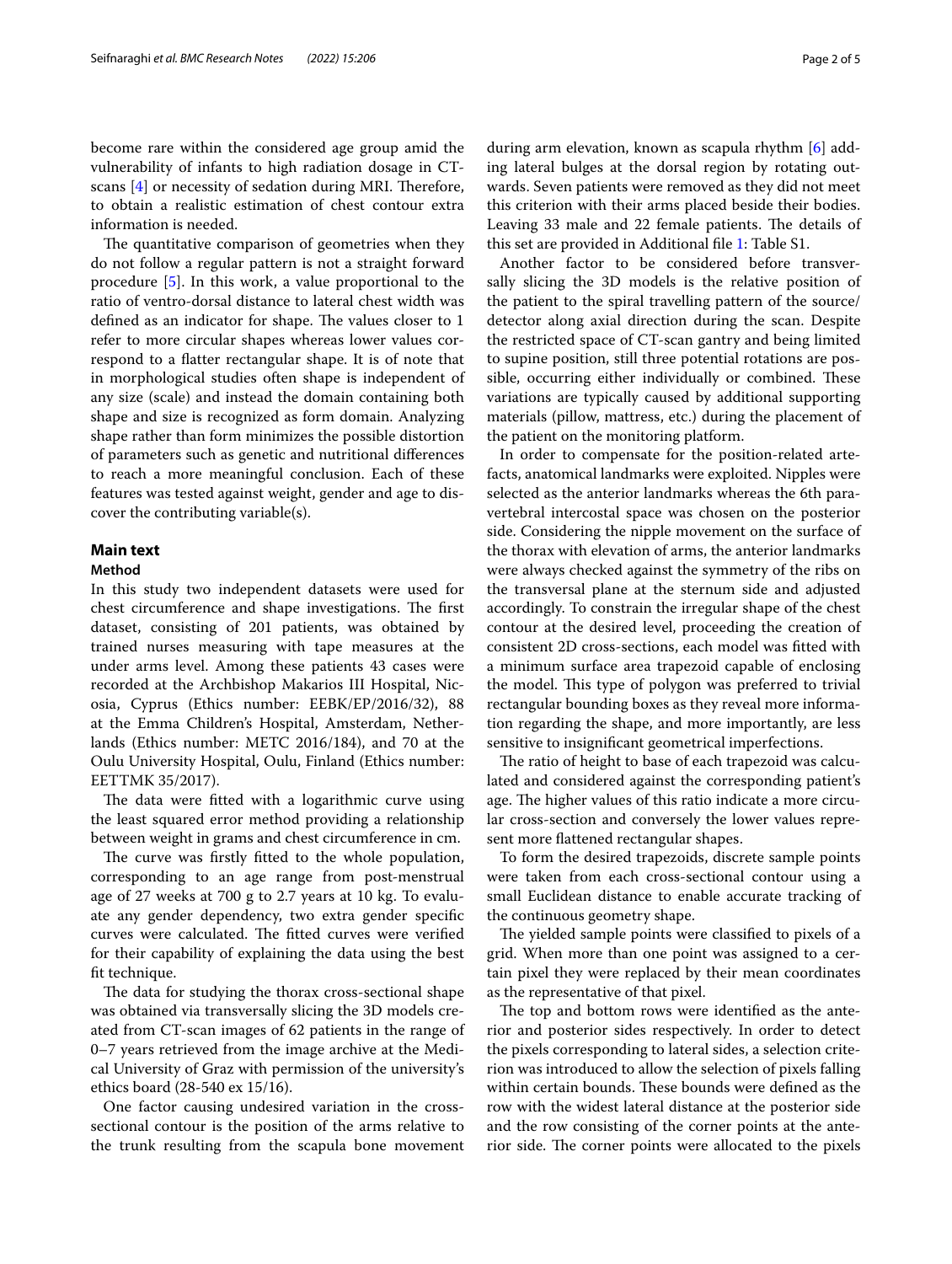become rare within the considered age group amid the vulnerability of infants to high radiation dosage in CT-scans [4] or necessity of sedation during MRI. Therefore, to obtain a realistic estimation of chest contour extra information is needed.

The quantitative comparison of geometries when they do not follow a regular pattern is not a straight forward procedure [5]. In this work, a value proportional to the ratio of ventro-dorsal distance to lateral chest width was defined as an indicator for shape. The values closer to 1 refer to more circular shapes whereas lower values correspond to a flatter rectangular shape. It is of note that in morphological studies often shape is independent of any size (scale) and instead the domain containing both shape and size is recognized as form domain. Analyzing shape rather than form minimizes the possible distortion of parameters such as genetic and nutritional differences to reach a more meaningful conclusion. Each of these features was tested against weight, gender and age to discover the contributing variable(s).

## Main text

### Method

In this study two independent datasets were used for chest circumference and shape investigations. The first dataset, consisting of 201 patients, was obtained by trained nurses measuring with tape measures at the under arms level. Among these patients 43 cases were recorded at the Archbishop Makarios III Hospital, Nicosia, Cyprus (Ethics number: EEBK/EP/2016/32), 88 at the Emma Children's Hospital, Amsterdam, Netherlands (Ethics number: METC 2016/184), and 70 at the Oulu University Hospital, Oulu, Finland (Ethics number: EETTMK 35/2017).

The data were fitted with a logarithmic curve using the least squared error method providing a relationship between weight in grams and chest circumference in cm.

The curve was firstly fitted to the whole population, corresponding to an age range from post-menstrual age of 27 weeks at 700 g to 2.7 years at 10 kg. To evaluate any gender dependency, two extra gender specific curves were calculated. The fitted curves were verified for their capability of explaining the data using the best fit technique.

The data for studying the thorax cross-sectional shape was obtained via transversally slicing the 3D models created from CT-scan images of 62 patients in the range of 0–7 years retrieved from the image archive at the Medical University of Graz with permission of the university's ethics board (28-540 ex 15/16).

One factor causing undesired variation in the cross-sectional contour is the position of the arms relative to the trunk resulting from the scapula bone movement during arm elevation, known as scapula rhythm [6] adding lateral bulges at the dorsal region by rotating outwards. Seven patients were removed as they did not meet this criterion with their arms placed beside their bodies. Leaving 33 male and 22 female patients. The details of this set are provided in Additional file 1: Table S1.

Another factor to be considered before transversally slicing the 3D models is the relative position of the patient to the spiral travelling pattern of the source/detector along axial direction during the scan. Despite the restricted space of CT-scan gantry and being limited to supine position, still three potential rotations are possible, occurring either individually or combined. These variations are typically caused by additional supporting materials (pillow, mattress, etc.) during the placement of the patient on the monitoring platform.

In order to compensate for the position-related artefacts, anatomical landmarks were exploited. Nipples were selected as the anterior landmarks whereas the 6th paravertebral intercostal space was chosen on the posterior side. Considering the nipple movement on the surface of the thorax with elevation of arms, the anterior landmarks were always checked against the symmetry of the ribs on the transversal plane at the sternum side and adjusted accordingly. To constrain the irregular shape of the chest contour at the desired level, proceeding the creation of consistent 2D cross-sections, each model was fitted with a minimum surface area trapezoid capable of enclosing the model. This type of polygon was preferred to trivial rectangular bounding boxes as they reveal more information regarding the shape, and more importantly, are less sensitive to insignificant geometrical imperfections.

The ratio of height to base of each trapezoid was calculated and considered against the corresponding patient's age. The higher values of this ratio indicate a more circular cross-section and conversely the lower values represent more flattened rectangular shapes.

To form the desired trapezoids, discrete sample points were taken from each cross-sectional contour using a small Euclidean distance to enable accurate tracking of the continuous geometry shape.

The yielded sample points were classified to pixels of a grid. When more than one point was assigned to a certain pixel they were replaced by their mean coordinates as the representative of that pixel.

The top and bottom rows were identified as the anterior and posterior sides respectively. In order to detect the pixels corresponding to lateral sides, a selection criterion was introduced to allow the selection of pixels falling within certain bounds. These bounds were defined as the row with the widest lateral distance at the posterior side and the row consisting of the corner points at the anterior side. The corner points were allocated to the pixels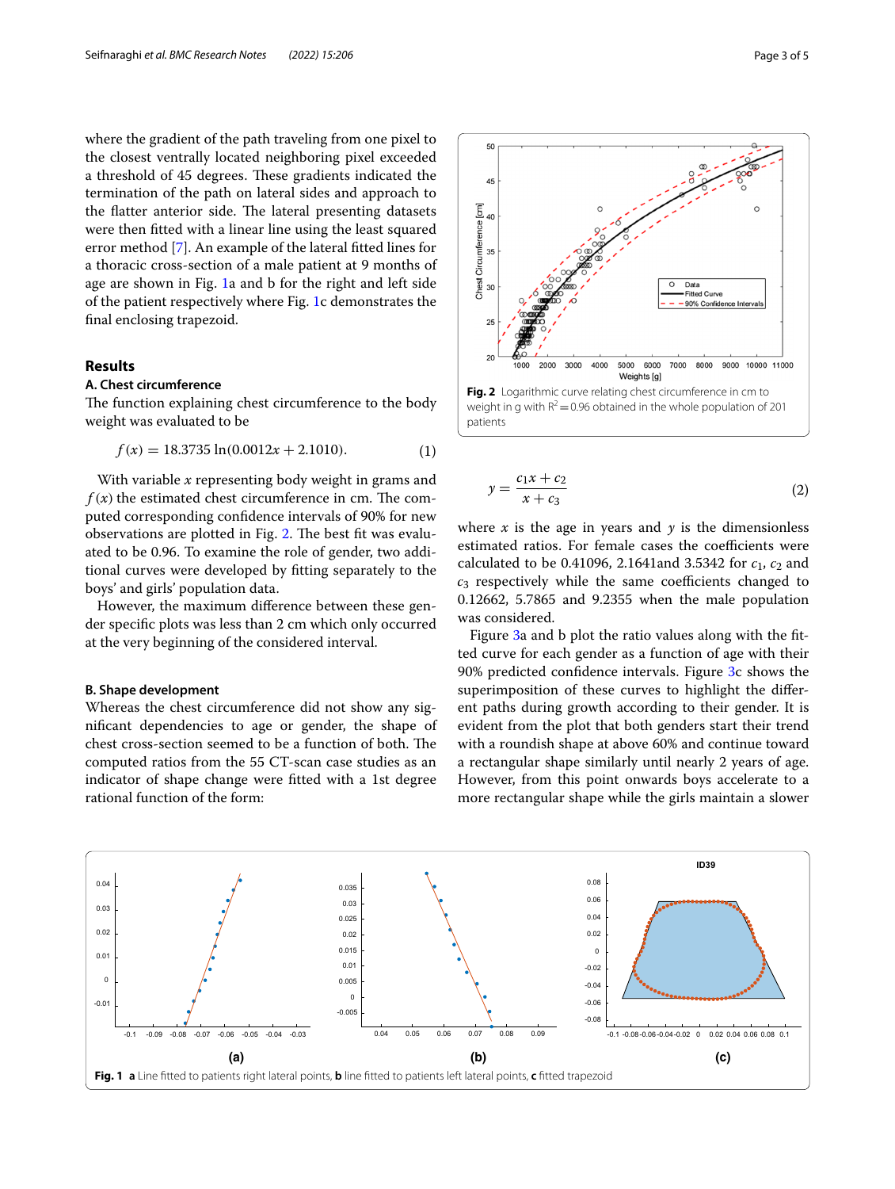where the gradient of the path traveling from one pixel to the closest ventrally located neighboring pixel exceeded a threshold of 45 degrees. These gradients indicated the termination of the path on lateral sides and approach to the flatter anterior side. The lateral presenting datasets were then fitted with a linear line using the least squared error method [7]. An example of the lateral fitted lines for a thoracic cross-section of a male patient at 9 months of age are shown in Fig. 1a and b for the right and left side of the patient respectively where Fig. 1c demonstrates the final enclosing trapezoid.

## Results

### A. Chest circumference

The function explaining chest circumference to the body weight was evaluated to be

$$f(x) = 18.3735\ \ln(0.0012x + 2.1010). \tag{1}$$

With variable $x$ representing body weight in grams and $f(x)$ the estimated chest circumference in cm. The computed corresponding confidence intervals of 90% for new observations are plotted in Fig. 2. The best fit was evaluated to be 0.96. To examine the role of gender, two additional curves were developed by fitting separately to the boys' and girls' population data.

However, the maximum difference between these gender specific plots was less than 2 cm which only occurred at the very beginning of the considered interval.

### B. Shape development

Whereas the chest circumference did not show any significant dependencies to age or gender, the shape of chest cross-section seemed to be a function of both. The computed ratios from the 55 CT-scan case studies as an indicator of shape change were fitted with a 1st degree rational function of the form:

**Fig. 2** Logarithmic curve relating chest circumference in cm to weight in g with $R^2 = 0.96$ obtained in the whole population of 201 patients

$$y = \frac{c_1 x + c_2}{x + c_3} \tag{2}$$

where $x$ is the age in years and $y$ is the dimensionless estimated ratios. For female cases the coefficients were calculated to be 0.41096, 2.1641and 3.5342 for $c_1$, $c_2$ and $c_3$ respectively while the same coefficients changed to 0.12662, 5.7865 and 9.2355 when the male population was considered.

Figure 3a and b plot the ratio values along with the fitted curve for each gender as a function of age with their 90% predicted confidence intervals. Figure 3c shows the superimposition of these curves to highlight the different paths during growth according to their gender. It is evident from the plot that both genders start their trend with a roundish shape at above 60% and continue toward a rectangular shape similarly until nearly 2 years of age. However, from this point onwards boys accelerate to a more rectangular shape while the girls maintain a slower

**Fig. 1** **a** Line fitted to patients right lateral points, **b** line fitted to patients left lateral points, **c** fitted trapezoid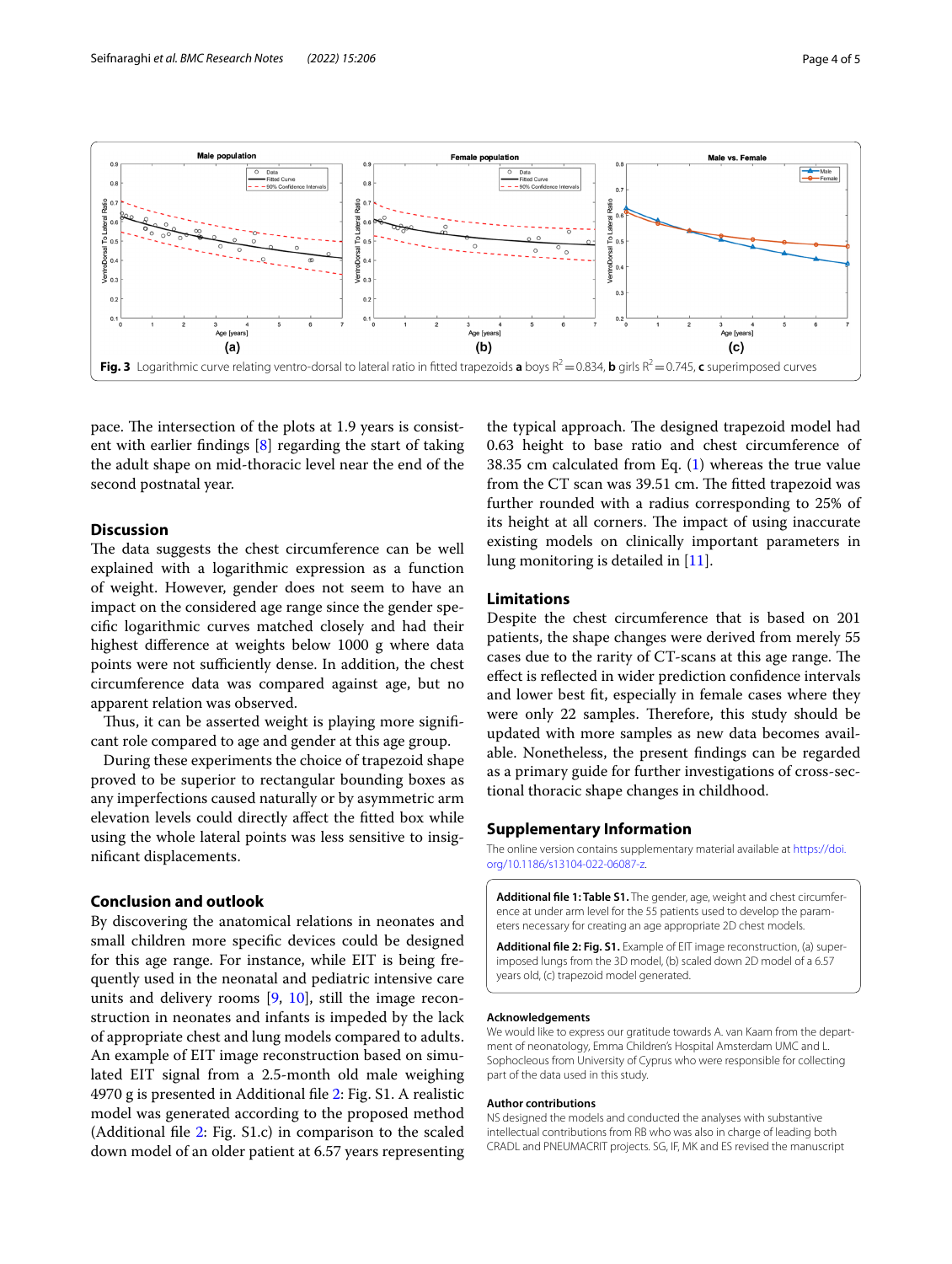**Fig. 3** Logarithmic curve relating ventro-dorsal to lateral ratio in fitted trapezoids **a** boys $R^2 = 0.834$, **b** girls $R^2 = 0.745$, **c** superimposed curves

pace. The intersection of the plots at 1.9 years is consistent with earlier findings [8] regarding the start of taking the adult shape on mid-thoracic level near the end of the second postnatal year.

## Discussion

The data suggests the chest circumference can be well explained with a logarithmic expression as a function of weight. However, gender does not seem to have an impact on the considered age range since the gender specific logarithmic curves matched closely and had their highest difference at weights below 1000 g where data points were not sufficiently dense. In addition, the chest circumference data was compared against age, but no apparent relation was observed.

Thus, it can be asserted weight is playing more significant role compared to age and gender at this age group.

During these experiments the choice of trapezoid shape proved to be superior to rectangular bounding boxes as any imperfections caused naturally or by asymmetric arm elevation levels could directly affect the fitted box while using the whole lateral points was less sensitive to insignificant displacements.

## Conclusion and outlook

By discovering the anatomical relations in neonates and small children more specific devices could be designed for this age range. For instance, while EIT is being frequently used in the neonatal and pediatric intensive care units and delivery rooms [9, 10], still the image reconstruction in neonates and infants is impeded by the lack of appropriate chest and lung models compared to adults. An example of EIT image reconstruction based on simulated EIT signal from a 2.5-month old male weighing 4970 g is presented in Additional file 2: Fig. S1. A realistic model was generated according to the proposed method (Additional file 2: Fig. S1.c) in comparison to the scaled down model of an older patient at 6.57 years representing the typical approach. The designed trapezoid model had 0.63 height to base ratio and chest circumference of 38.35 cm calculated from Eq. (1) whereas the true value from the CT scan was 39.51 cm. The fitted trapezoid was further rounded with a radius corresponding to 25% of its height at all corners. The impact of using inaccurate existing models on clinically important parameters in lung monitoring is detailed in [11].

## Limitations

Despite the chest circumference that is based on 201 patients, the shape changes were derived from merely 55 cases due to the rarity of CT-scans at this age range. The effect is reflected in wider prediction confidence intervals and lower best fit, especially in female cases where they were only 22 samples. Therefore, this study should be updated with more samples as new data becomes available. Nonetheless, the present findings can be regarded as a primary guide for further investigations of cross-sectional thoracic shape changes in childhood.

## Supplementary Information

The online version contains supplementary material available at https://doi.org/10.1186/s13104-022-06087-z.

**Additional file 1: Table S1.** The gender, age, weight and chest circumference at under arm level for the 55 patients used to develop the parameters necessary for creating an age appropriate 2D chest models.

**Additional file 2: Fig. S1.** Example of EIT image reconstruction, (a) superimposed lungs from the 3D model, (b) scaled down 2D model of a 6.57 years old, (c) trapezoid model generated.

#### Acknowledgements

We would like to express our gratitude towards A. van Kaam from the department of neonatology, Emma Children's Hospital Amsterdam UMC and L. Sophocleous from University of Cyprus who were responsible for collecting part of the data used in this study.

#### Author contributions

NS designed the models and conducted the analyses with substantive intellectual contributions from RB who was also in charge of leading both CRADL and PNEUMACRIT projects. SG, IF, MK and ES revised the manuscript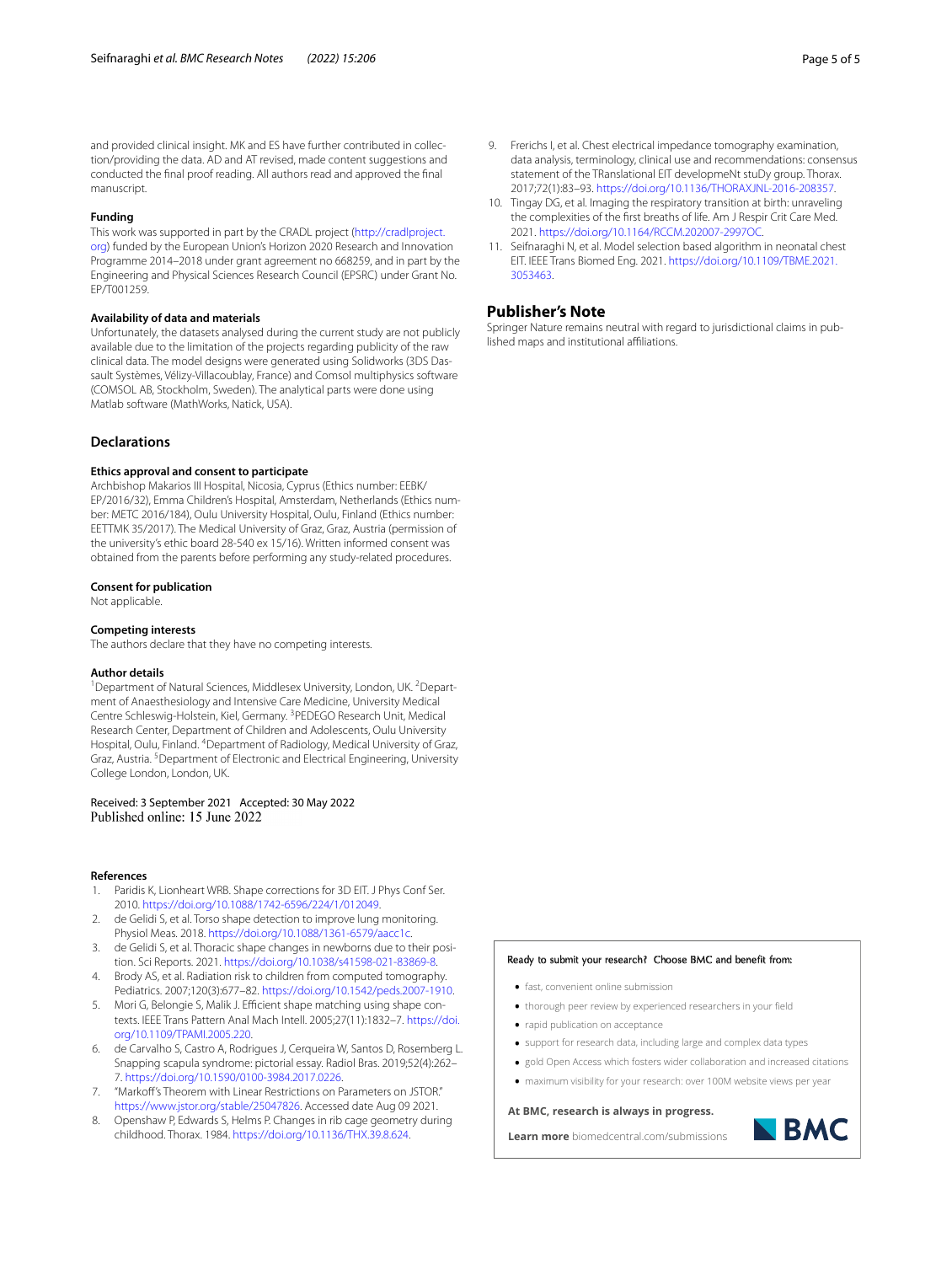and provided clinical insight. MK and ES have further contributed in collection/providing the data. AD and AT revised, made content suggestions and conducted the final proof reading. All authors read and approved the final manuscript.

### Funding

This work was supported in part by the CRADL project (http://cradlproject.org) funded by the European Union's Horizon 2020 Research and Innovation Programme 2014–2018 under grant agreement no 668259, and in part by the Engineering and Physical Sciences Research Council (EPSRC) under Grant No. EP/T001259.

### Availability of data and materials

Unfortunately, the datasets analysed during the current study are not publicly available due to the limitation of the projects regarding publicity of the raw clinical data. The model designs were generated using Solidworks (3DS Dassault Systèmes, Vélizy-Villacoublay, France) and Comsol multiphysics software (COMSOL AB, Stockholm, Sweden). The analytical parts were done using Matlab software (MathWorks, Natick, USA).

## Declarations

### Ethics approval and consent to participate

Archbishop Makarios III Hospital, Nicosia, Cyprus (Ethics number: EEBK/EP/2016/32), Emma Children's Hospital, Amsterdam, Netherlands (Ethics number: METC 2016/184), Oulu University Hospital, Oulu, Finland (Ethics number: EETTMK 35/2017). The Medical University of Graz, Graz, Austria (permission of the university's ethic board 28-540 ex 15/16). Written informed consent was obtained from the parents before performing any study-related procedures.

### Consent for publication

Not applicable.

### Competing interests

The authors declare that they have no competing interests.

### Author details

[1]Department of Natural Sciences, Middlesex University, London, UK. [2]Department of Anaesthesiology and Intensive Care Medicine, University Medical Centre Schleswig-Holstein, Kiel, Germany. [3]PEDEGO Research Unit, Medical Research Center, Department of Children and Adolescents, Oulu University Hospital, Oulu, Finland. [4]Department of Radiology, Medical University of Graz, Graz, Austria. [5]Department of Electronic and Electrical Engineering, University College London, London, UK.

Received: 3 September 2021 Accepted: 30 May 2022
Published online: 15 June 2022

### References

1. Paridis K, Lionheart WRB. Shape corrections for 3D EIT. J Phys Conf Ser. 2010. https://doi.org/10.1088/1742-6596/224/1/012049.
2. de Gelidi S, et al. Torso shape detection to improve lung monitoring. Physiol Meas. 2018. https://doi.org/10.1088/1361-6579/aacc1c.
3. de Gelidi S, et al. Thoracic shape changes in newborns due to their position. Sci Reports. 2021. https://doi.org/10.1038/s41598-021-83869-8.
4. Brody AS, et al. Radiation risk to children from computed tomography. Pediatrics. 2007;120(3):677–82. https://doi.org/10.1542/peds.2007-1910.
5. Mori G, Belongie S, Malik J. Efficient shape matching using shape contexts. IEEE Trans Pattern Anal Mach Intell. 2005;27(11):1832–7. https://doi.org/10.1109/TPAMI.2005.220.
6. de Carvalho S, Castro A, Rodrigues J, Cerqueira W, Santos D, Rosemberg L. Snapping scapula syndrome: pictorial essay. Radiol Bras. 2019;52(4):262–7. https://doi.org/10.1590/0100-3984.2017.0226.
7. "Markoff's Theorem with Linear Restrictions on Parameters on JSTOR." https://www.jstor.org/stable/25047826. Accessed date Aug 09 2021.
8. Openshaw P, Edwards S, Helms P. Changes in rib cage geometry during childhood. Thorax. 1984. https://doi.org/10.1136/THX.39.8.624.
9. Frerichs I, et al. Chest electrical impedance tomography examination, data analysis, terminology, clinical use and recommendations: consensus statement of the TRanslational EIT developmeNt stuDy group. Thorax. 2017;72(1):83–93. https://doi.org/10.1136/THORAXJNL-2016-208357.
10. Tingay DG, et al. Imaging the respiratory transition at birth: unraveling the complexities of the first breaths of life. Am J Respir Crit Care Med. 2021. https://doi.org/10.1164/RCCM.202007-2997OC.
11. Seifnaraghi N, et al. Model selection based algorithm in neonatal chest EIT. IEEE Trans Biomed Eng. 2021. https://doi.org/10.1109/TBME.2021.3053463.

## Publisher's Note

Springer Nature remains neutral with regard to jurisdictional claims in published maps and institutional affiliations.

Ready to submit your research? Choose BMC and benefit from:

- fast, convenient online submission
- thorough peer review by experienced researchers in your field
- rapid publication on acceptance
- support for research data, including large and complex data types
- gold Open Access which fosters wider collaboration and increased citations
- maximum visibility for your research: over 100M website views per year

**At BMC, research is always in progress.**

**Learn more** biomedcentral.com/submissions

BMC